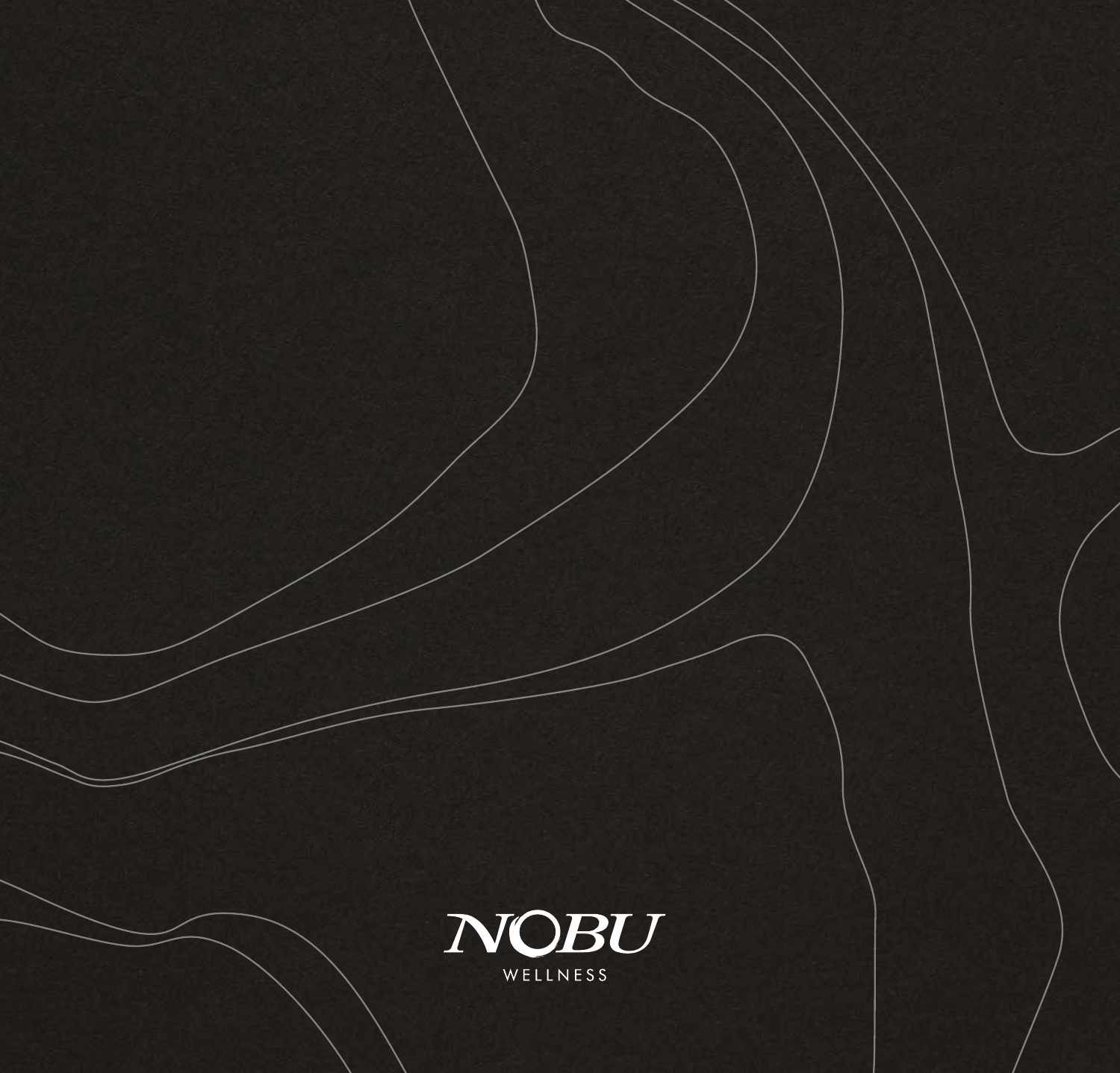# NOBU

WELLNESS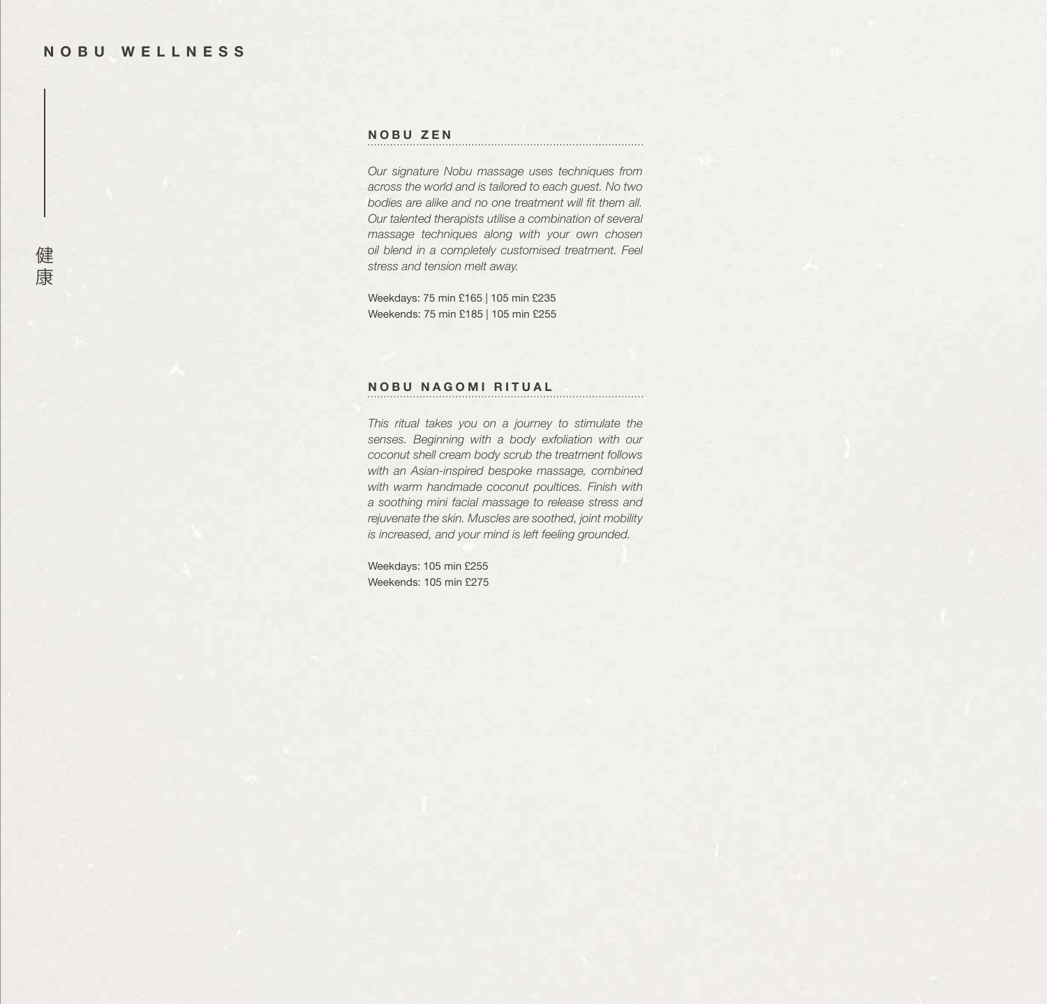## NOBU ZEN

*Our signature Nobu massage uses techniques from across the world and is tailored to each guest. No two bodies are alike and no one treatment will fit them all. Our talented therapists utilise a combination of several massage techniques along with your own chosen oil blend in a completely customised treatment. Feel stress and tension melt away.*

Weekdays: 75 min £165 | 105 min £235
Weekends: 75 min £185 | 105 min £255

## NOBU NAGOMI RITUAL

*This ritual takes you on a journey to stimulate the senses. Beginning with a body exfoliation with our coconut shell cream body scrub the treatment follows with an Asian-inspired bespoke massage, combined with warm handmade coconut poultices. Finish with a soothing mini facial massage to release stress and rejuvenate the skin. Muscles are soothed, joint mobility is increased, and your mind is left feeling grounded.*

Weekdays: 105 min £255
Weekends: 105 min £275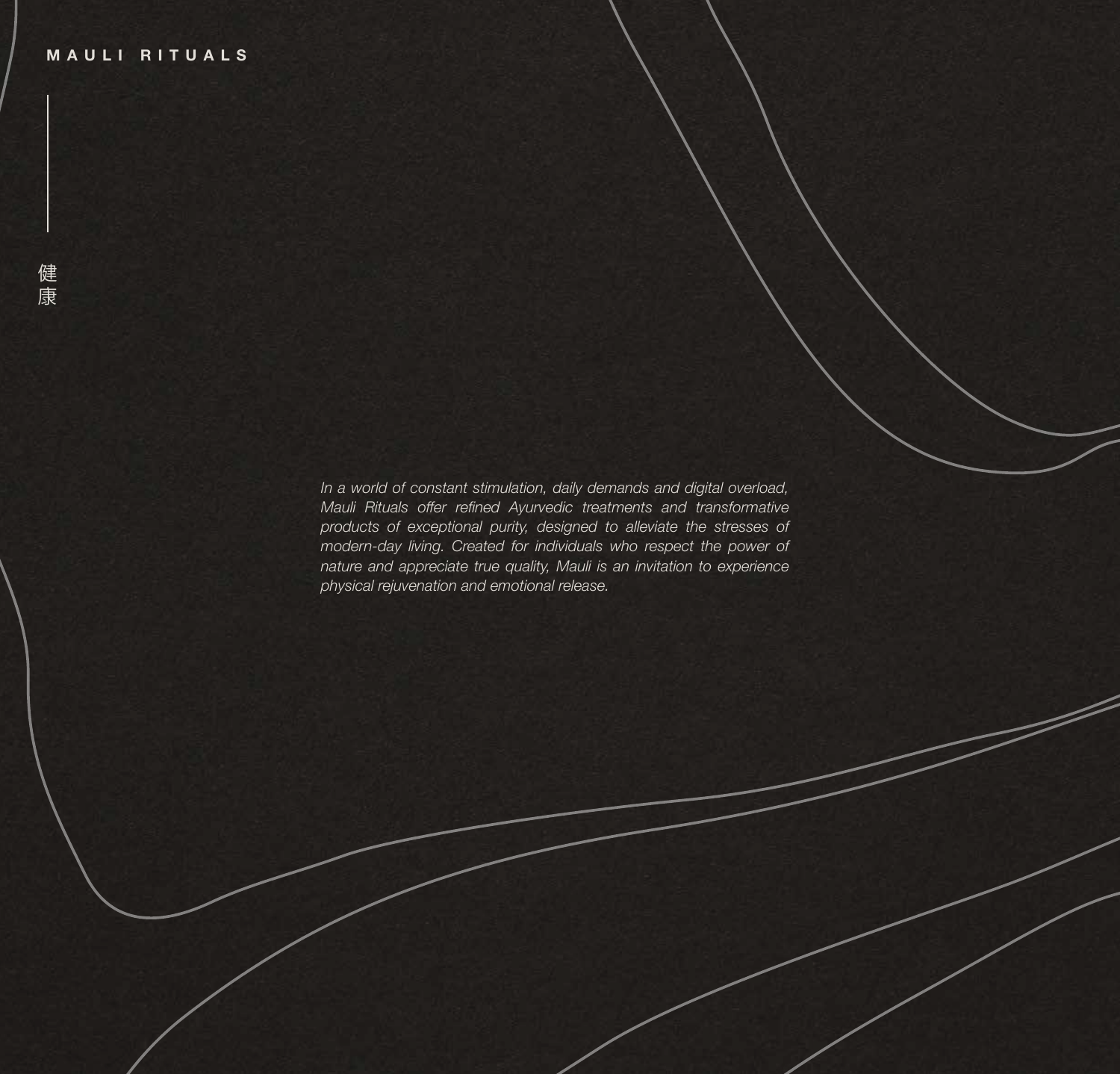MAULI RITUALS

健康

*In a world of constant stimulation, daily demands and digital overload, Mauli Rituals offer refined Ayurvedic treatments and transformative products of exceptional purity, designed to alleviate the stresses of modern-day living. Created for individuals who respect the power of nature and appreciate true quality, Mauli is an invitation to experience physical rejuvenation and emotional release.*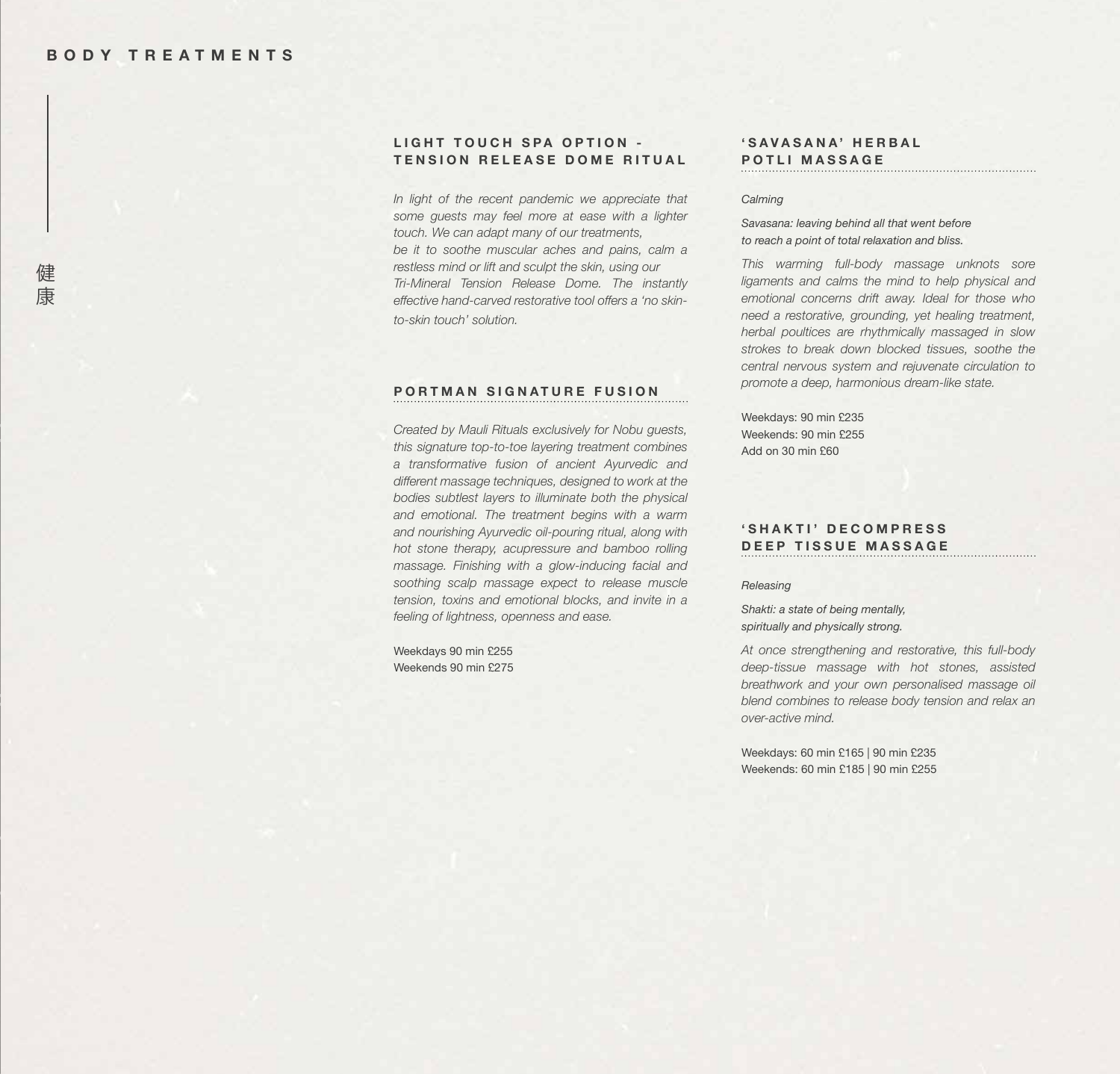# BODY TREATMENTS

健康

## LIGHT TOUCH SPA OPTION - TENSION RELEASE DOME RITUAL

*In light of the recent pandemic we appreciate that some guests may feel more at ease with a lighter touch. We can adapt many of our treatments, be it to soothe muscular aches and pains, calm a restless mind or lift and sculpt the skin, using our Tri-Mineral Tension Release Dome. The instantly effective hand-carved restorative tool offers a 'no skin-to-skin touch' solution.*

## PORTMAN SIGNATURE FUSION

*Created by Mauli Rituals exclusively for Nobu guests, this signature top-to-toe layering treatment combines a transformative fusion of ancient Ayurvedic and different massage techniques, designed to work at the bodies subtlest layers to illuminate both the physical and emotional. The treatment begins with a warm and nourishing Ayurvedic oil-pouring ritual, along with hot stone therapy, acupressure and bamboo rolling massage. Finishing with a glow-inducing facial and soothing scalp massage expect to release muscle tension, toxins and emotional blocks, and invite in a feeling of lightness, openness and ease.*

Weekdays 90 min £255
Weekends 90 min £275

## 'SAVASANA' HERBAL POTLI MASSAGE

*Calming*

*Savasana: leaving behind all that went before to reach a point of total relaxation and bliss.*

*This warming full-body massage unknots sore ligaments and calms the mind to help physical and emotional concerns drift away. Ideal for those who need a restorative, grounding, yet healing treatment, herbal poultices are rhythmically massaged in slow strokes to break down blocked tissues, soothe the central nervous system and rejuvenate circulation to promote a deep, harmonious dream-like state.*

Weekdays: 90 min £235
Weekends: 90 min £255
Add on 30 min £60

## 'SHAKTI' DECOMPRESS DEEP TISSUE MASSAGE

*Releasing*

*Shakti: a state of being mentally, spiritually and physically strong.*

*At once strengthening and restorative, this full-body deep-tissue massage with hot stones, assisted breathwork and your own personalised massage oil blend combines to release body tension and relax an over-active mind.*

Weekdays: 60 min £165 | 90 min £235
Weekends: 60 min £185 | 90 min £255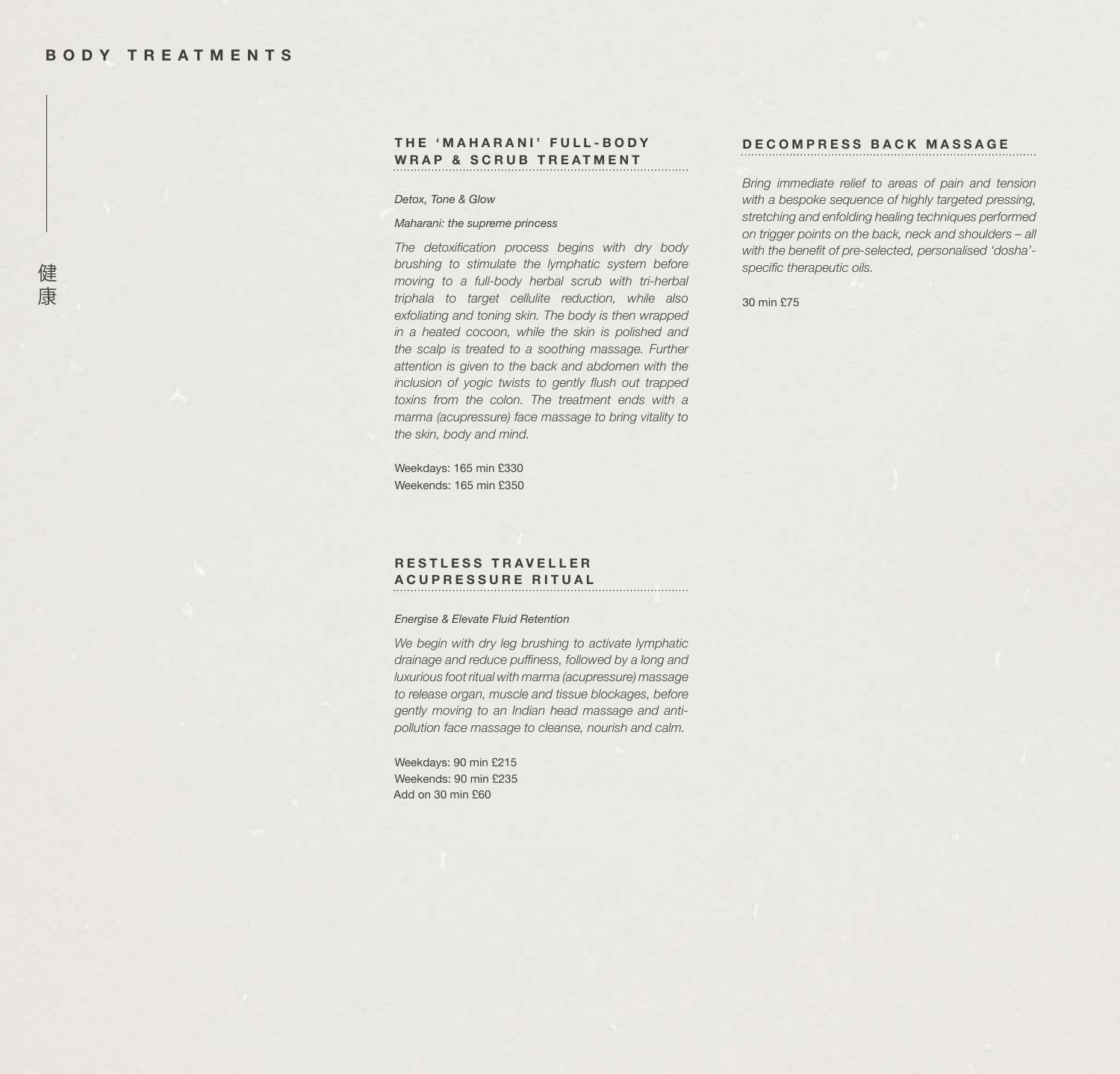# BODY TREATMENTS

健
康

## THE 'MAHARANI' FULL-BODY WRAP & SCRUB TREATMENT

*Detox, Tone & Glow*

*Maharani: the supreme princess*

*The detoxification process begins with dry body brushing to stimulate the lymphatic system before moving to a full-body herbal scrub with tri-herbal triphala to target cellulite reduction, while also exfoliating and toning skin. The body is then wrapped in a heated cocoon, while the skin is polished and the scalp is treated to a soothing massage. Further attention is given to the back and abdomen with the inclusion of yogic twists to gently flush out trapped toxins from the colon. The treatment ends with a marma (acupressure) face massage to bring vitality to the skin, body and mind.*

Weekdays: 165 min £330
Weekends: 165 min £350

## RESTLESS TRAVELLER ACUPRESSURE RITUAL

*Energise & Elevate Fluid Retention*

*We begin with dry leg brushing to activate lymphatic drainage and reduce puffiness, followed by a long and luxurious foot ritual with marma (acupressure) massage to release organ, muscle and tissue blockages, before gently moving to an Indian head massage and anti-pollution face massage to cleanse, nourish and calm.*

Weekdays: 90 min £215
Weekends: 90 min £235
Add on 30 min £60

## DECOMPRESS BACK MASSAGE

*Bring immediate relief to areas of pain and tension with a bespoke sequence of highly targeted pressing, stretching and enfolding healing techniques performed on trigger points on the back, neck and shoulders – all with the benefit of pre-selected, personalised 'dosha'-specific therapeutic oils.*

30 min £75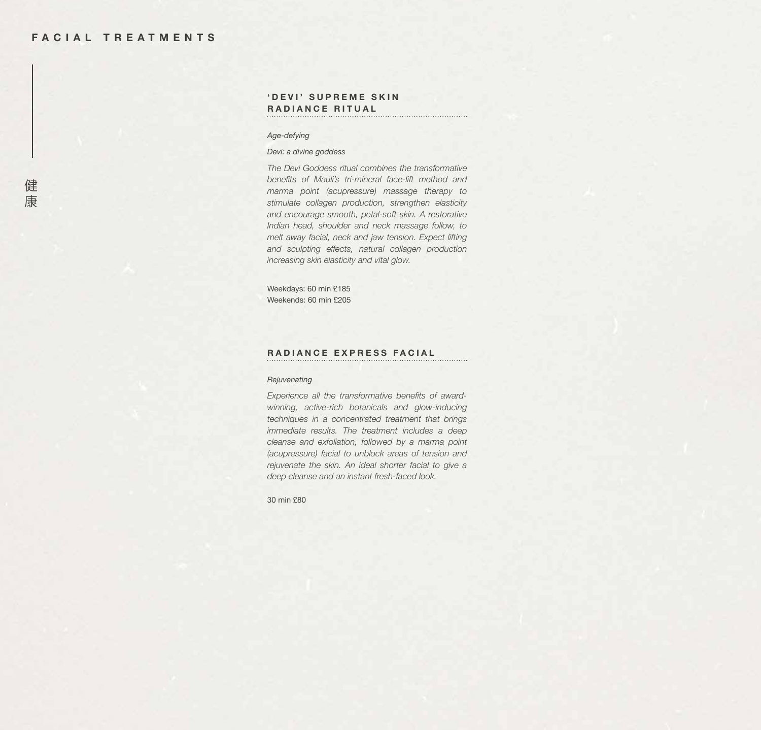# FACIAL TREATMENTS

健康

## 'DEVI' SUPREME SKIN RADIANCE RITUAL

*Age-defying*

*Devi: a divine goddess*

*The Devi Goddess ritual combines the transformative benefits of Mauli's tri-mineral face-lift method and marma point (acupressure) massage therapy to stimulate collagen production, strengthen elasticity and encourage smooth, petal-soft skin. A restorative Indian head, shoulder and neck massage follow, to melt away facial, neck and jaw tension. Expect lifting and sculpting effects, natural collagen production increasing skin elasticity and vital glow.*

Weekdays: 60 min £185
Weekends: 60 min £205

## RADIANCE EXPRESS FACIAL

*Rejuvenating*

*Experience all the transformative benefits of award-winning, active-rich botanicals and glow-inducing techniques in a concentrated treatment that brings immediate results. The treatment includes a deep cleanse and exfoliation, followed by a marma point (acupressure) facial to unblock areas of tension and rejuvenate the skin. An ideal shorter facial to give a deep cleanse and an instant fresh-faced look.*

30 min £80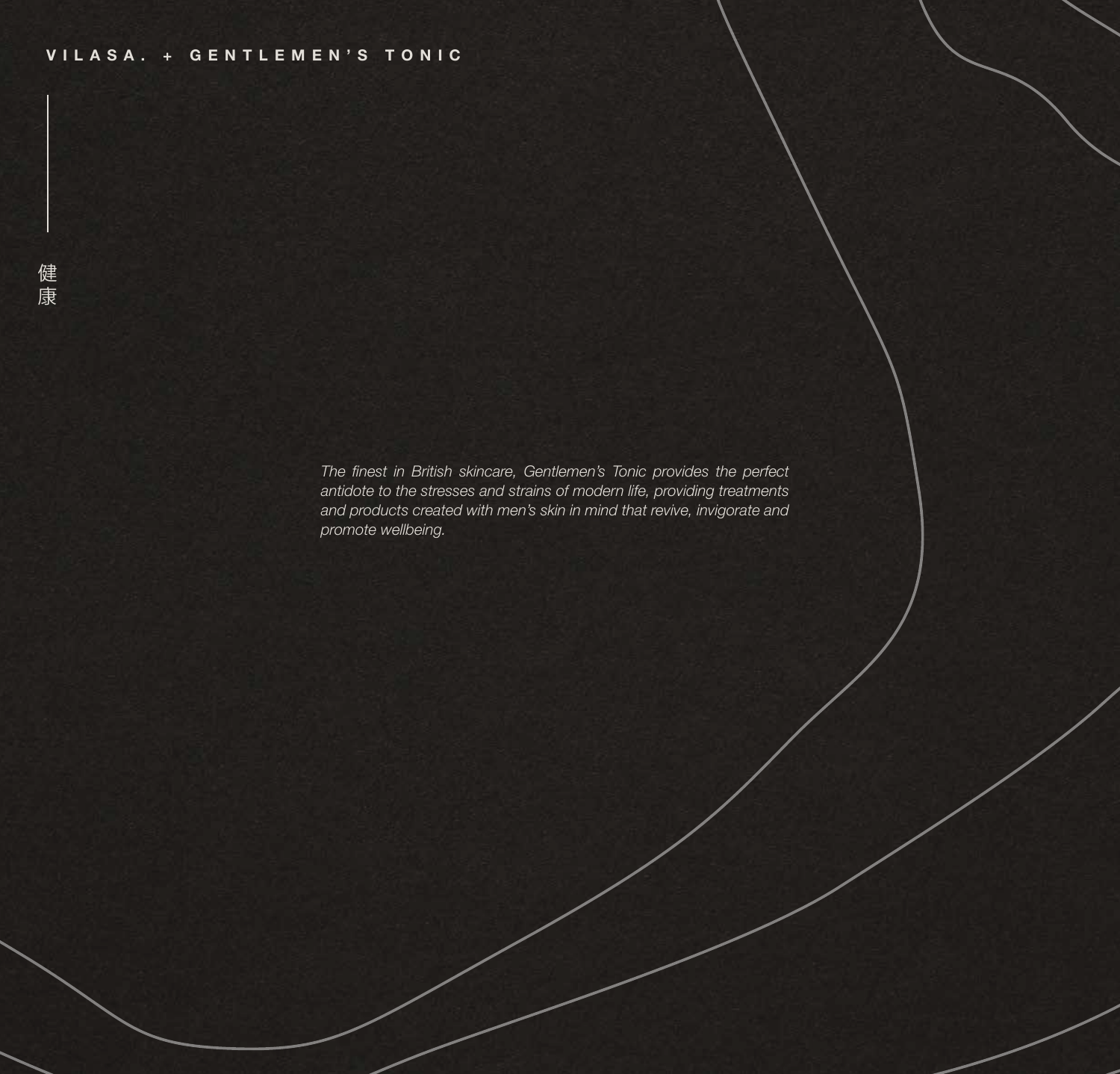## VILASA. + GENTLEMEN'S TONIC

健康

*The finest in British skincare, Gentlemen's Tonic provides the perfect antidote to the stresses and strains of modern life, providing treatments and products created with men's skin in mind that revive, invigorate and promote wellbeing.*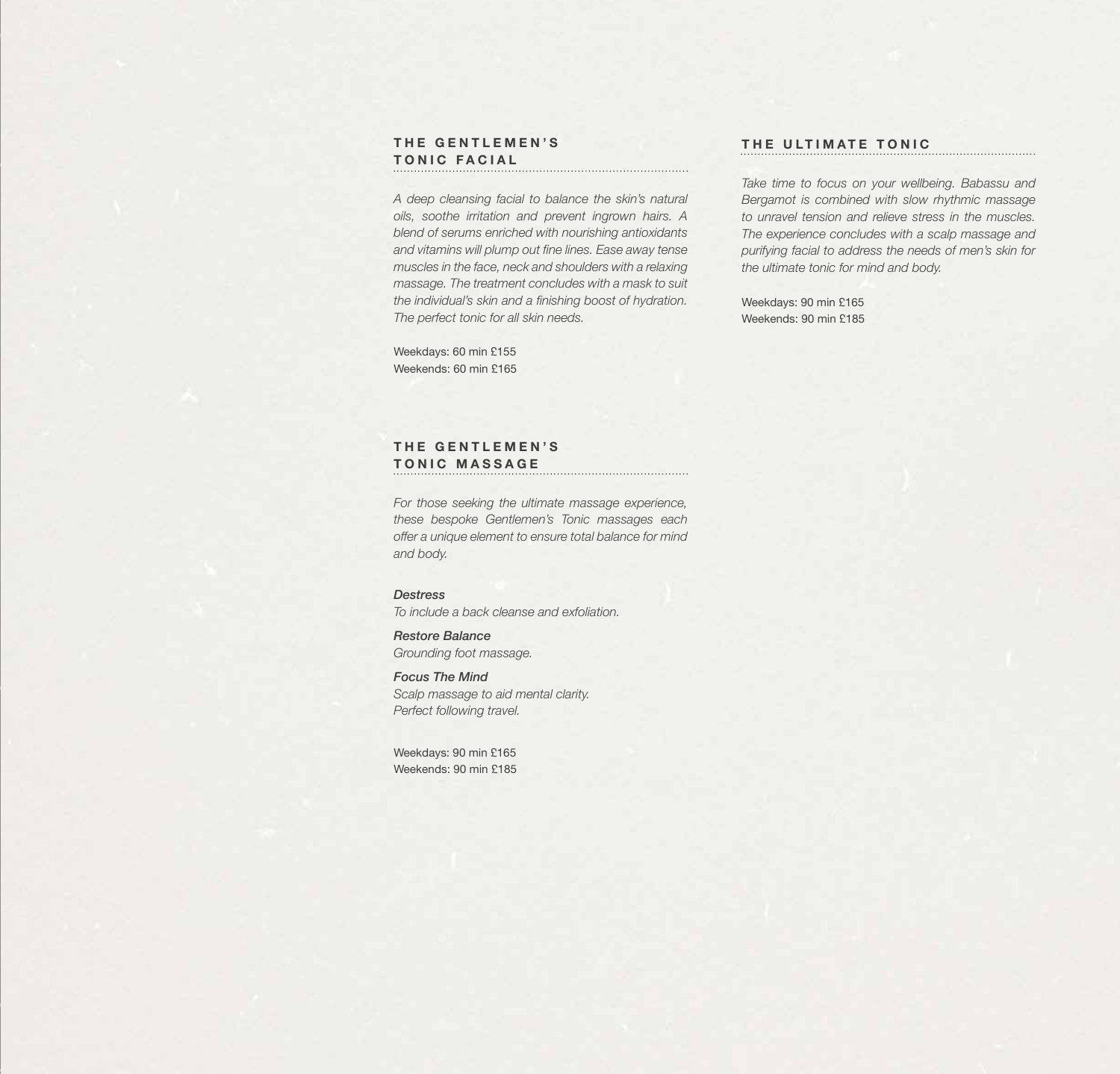## THE GENTLEMEN'S TONIC FACIAL

*A deep cleansing facial to balance the skin's natural oils, soothe irritation and prevent ingrown hairs. A blend of serums enriched with nourishing antioxidants and vitamins will plump out fine lines. Ease away tense muscles in the face, neck and shoulders with a relaxing massage. The treatment concludes with a mask to suit the individual's skin and a finishing boost of hydration. The perfect tonic for all skin needs.*

Weekdays: 60 min £155
Weekends: 60 min £165

## THE GENTLEMEN'S TONIC MASSAGE

*For those seeking the ultimate massage experience, these bespoke Gentlemen's Tonic massages each offer a unique element to ensure total balance for mind and body.*

***Destress***
*To include a back cleanse and exfoliation.*

***Restore Balance***
*Grounding foot massage.*

***Focus The Mind***
*Scalp massage to aid mental clarity.*
*Perfect following travel.*

Weekdays: 90 min £165
Weekends: 90 min £185

## THE ULTIMATE TONIC

*Take time to focus on your wellbeing. Babassu and Bergamot is combined with slow rhythmic massage to unravel tension and relieve stress in the muscles. The experience concludes with a scalp massage and purifying facial to address the needs of men's skin for the ultimate tonic for mind and body.*

Weekdays: 90 min £165
Weekends: 90 min £185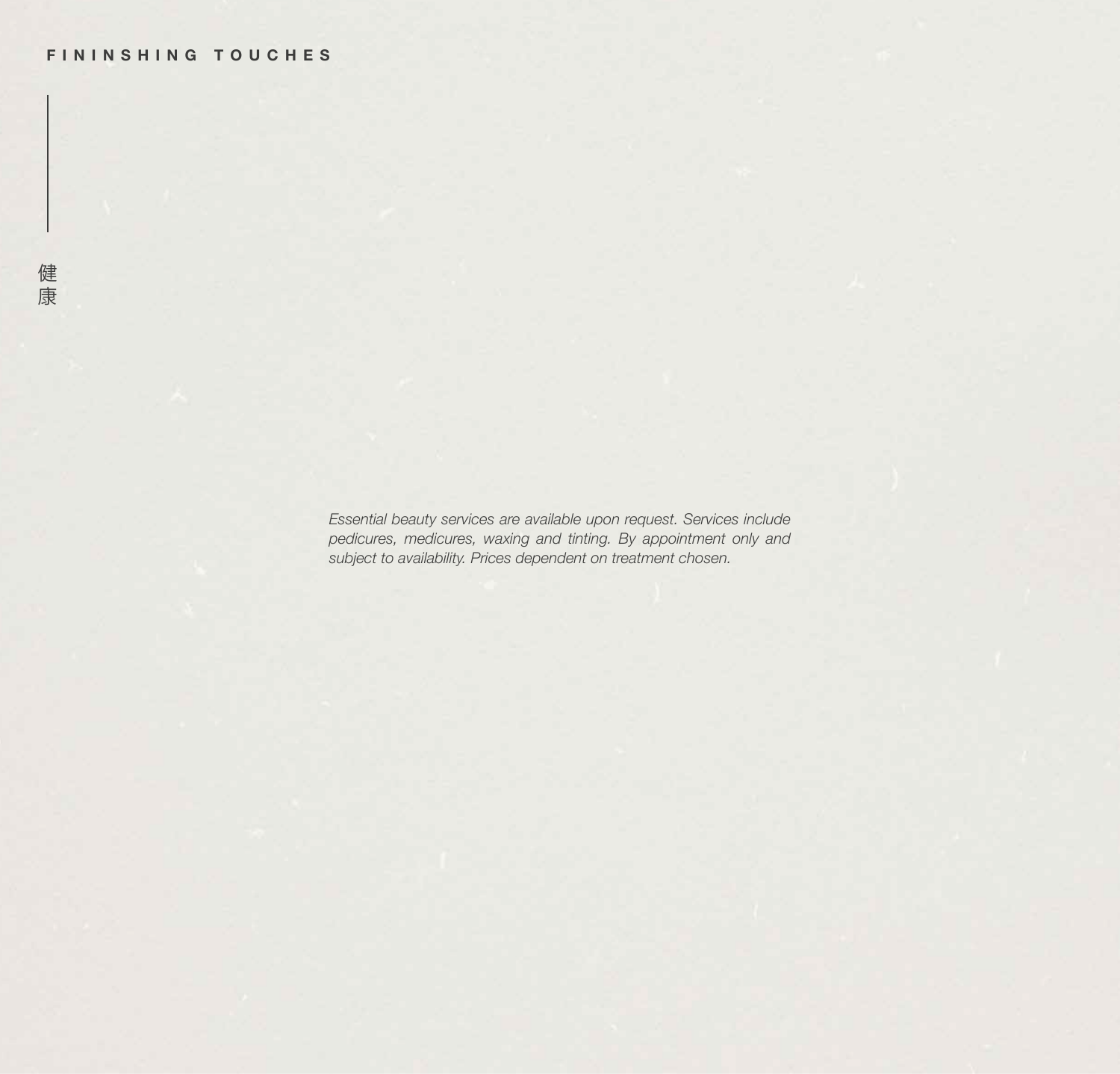## FININSHING TOUCHES

健康

*Essential beauty services are available upon request. Services include pedicures, medicures, waxing and tinting. By appointment only and subject to availability. Prices dependent on treatment chosen.*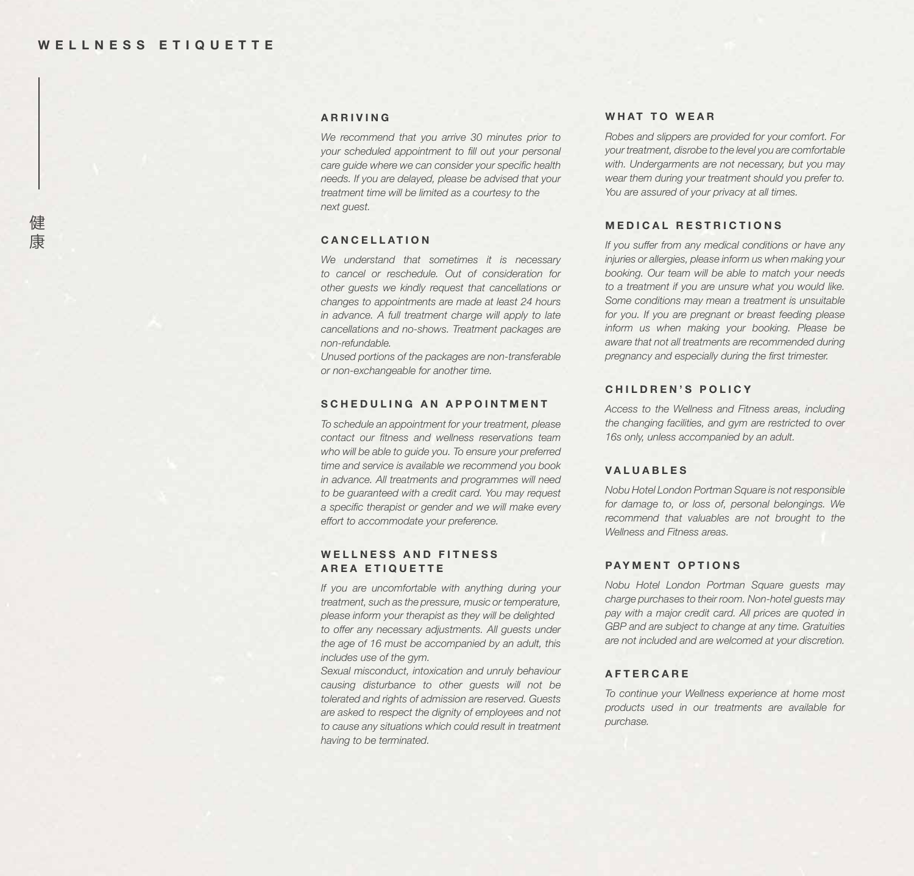# WELLNESS ETIQUETTE

健康

## ARRIVING

*We recommend that you arrive 30 minutes prior to your scheduled appointment to fill out your personal care guide where we can consider your specific health needs. If you are delayed, please be advised that your treatment time will be limited as a courtesy to the next guest.*

## CANCELLATION

*We understand that sometimes it is necessary to cancel or reschedule. Out of consideration for other guests we kindly request that cancellations or changes to appointments are made at least 24 hours in advance. A full treatment charge will apply to late cancellations and no-shows. Treatment packages are non-refundable.*

*Unused portions of the packages are non-transferable or non-exchangeable for another time.*

## SCHEDULING AN APPOINTMENT

*To schedule an appointment for your treatment, please contact our fitness and wellness reservations team who will be able to guide you. To ensure your preferred time and service is available we recommend you book in advance. All treatments and programmes will need to be guaranteed with a credit card. You may request a specific therapist or gender and we will make every effort to accommodate your preference.*

## WELLNESS AND FITNESS AREA ETIQUETTE

*If you are uncomfortable with anything during your treatment, such as the pressure, music or temperature, please inform your therapist as they will be delighted to offer any necessary adjustments. All guests under the age of 16 must be accompanied by an adult, this includes use of the gym.*

*Sexual misconduct, intoxication and unruly behaviour causing disturbance to other guests will not be tolerated and rights of admission are reserved. Guests are asked to respect the dignity of employees and not to cause any situations which could result in treatment having to be terminated.*

## WHAT TO WEAR

*Robes and slippers are provided for your comfort. For your treatment, disrobe to the level you are comfortable with. Undergarments are not necessary, but you may wear them during your treatment should you prefer to. You are assured of your privacy at all times.*

## MEDICAL RESTRICTIONS

*If you suffer from any medical conditions or have any injuries or allergies, please inform us when making your booking. Our team will be able to match your needs to a treatment if you are unsure what you would like. Some conditions may mean a treatment is unsuitable for you. If you are pregnant or breast feeding please inform us when making your booking. Please be aware that not all treatments are recommended during pregnancy and especially during the first trimester.*

## CHILDREN'S POLICY

*Access to the Wellness and Fitness areas, including the changing facilities, and gym are restricted to over 16s only, unless accompanied by an adult.*

## VALUABLES

*Nobu Hotel London Portman Square is not responsible for damage to, or loss of, personal belongings. We recommend that valuables are not brought to the Wellness and Fitness areas.*

## PAYMENT OPTIONS

*Nobu Hotel London Portman Square guests may charge purchases to their room. Non-hotel guests may pay with a major credit card. All prices are quoted in GBP and are subject to change at any time. Gratuities are not included and are welcomed at your discretion.*

## AFTERCARE

*To continue your Wellness experience at home most products used in our treatments are available for purchase.*